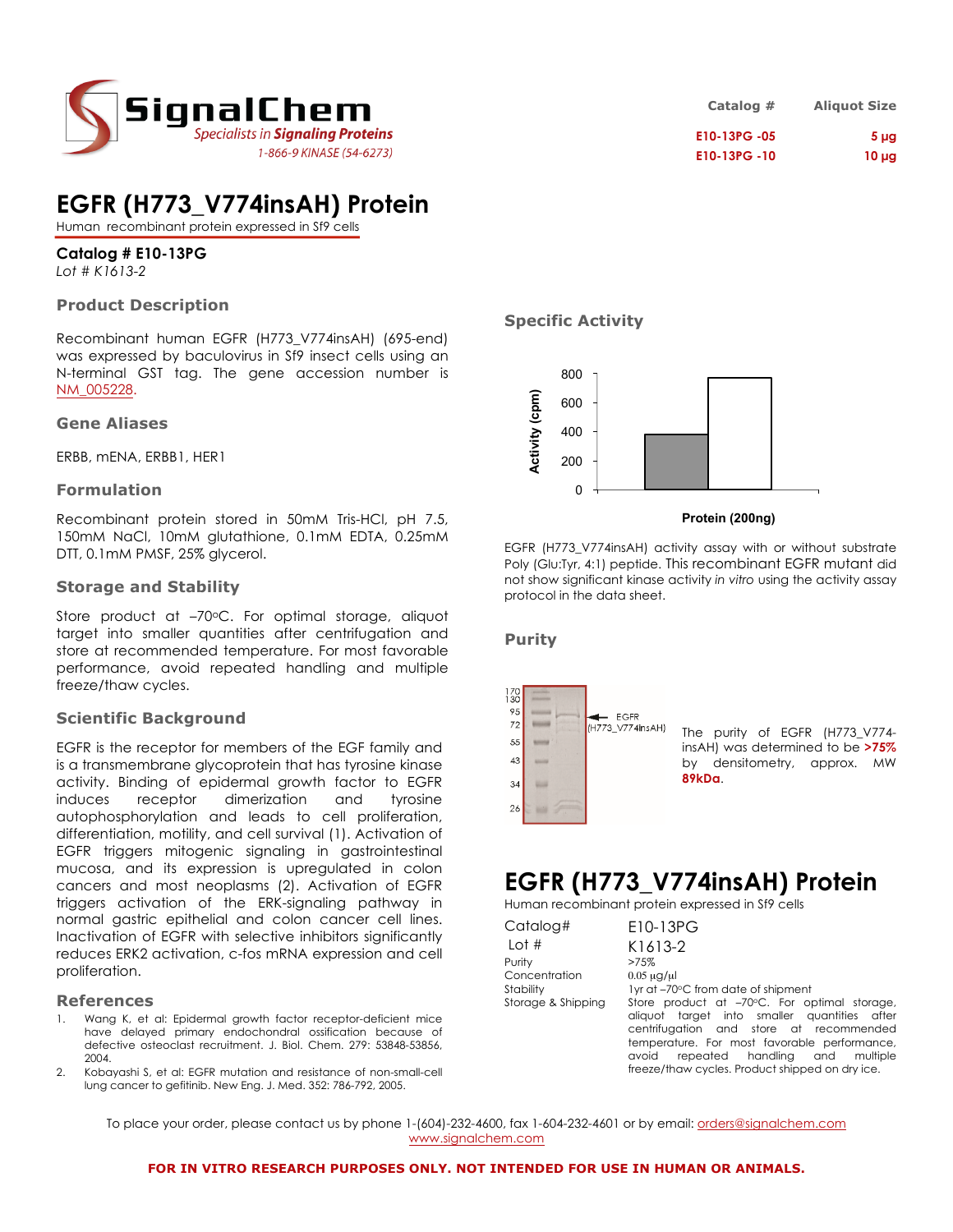SignalChem
*Specialists in Signaling Proteins*
1-866-9 KINASE (54-6273)

| Catalog # | Aliquot Size |
|---|---|
| E10-13PG -05 | 5 µg |
| E10-13PG -10 | 10 µg |

# EGFR (H773_V774insAH) Protein

Human recombinant protein expressed in Sf9 cells

**Catalog # E10-13PG**
*Lot # K1613-2*

## Product Description

Recombinant human EGFR (H773_V774insAH) (695-end) was expressed by baculovirus in Sf9 insect cells using an N-terminal GST tag. The gene accession number is NM_005228.

## Gene Aliases

ERBB, mENA, ERBB1, HER1

## Formulation

Recombinant protein stored in 50mM Tris-HCl, pH 7.5, 150mM NaCl, 10mM glutathione, 0.1mM EDTA, 0.25mM DTT, 0.1mM PMSF, 25% glycerol.

## Storage and Stability

Store product at –70°C. For optimal storage, aliquot target into smaller quantities after centrifugation and store at recommended temperature. For most favorable performance, avoid repeated handling and multiple freeze/thaw cycles.

## Scientific Background

EGFR is the receptor for members of the EGF family and is a transmembrane glycoprotein that has tyrosine kinase activity. Binding of epidermal growth factor to EGFR induces receptor dimerization and tyrosine autophosphorylation and leads to cell proliferation, differentiation, motility, and cell survival (1). Activation of EGFR triggers mitogenic signaling in gastrointestinal mucosa, and its expression is upregulated in colon cancers and most neoplasms (2). Activation of EGFR triggers activation of the ERK-signaling pathway in normal gastric epithelial and colon cancer cell lines. Inactivation of EGFR with selective inhibitors significantly reduces ERK2 activation, c-fos mRNA expression and cell proliferation.

## References

1. Wang K, et al: Epidermal growth factor receptor-deficient mice have delayed primary endochondral ossification because of defective osteoclast recruitment. J. Biol. Chem. 279: 53848-53856, 2004.
2. Kobayashi S, et al: EGFR mutation and resistance of non-small-cell lung cancer to gefitinib. New Eng. J. Med. 352: 786-792, 2005.

## Specific Activity

EGFR (H773_V774insAH) activity assay with or without substrate Poly (Glu:Tyr, 4:1) peptide. This recombinant EGFR mutant did not show significant kinase activity *in vitro* using the activity assay protocol in the data sheet.

## Purity

The purity of EGFR (H773_V774-insAH) was determined to be **>75%** by densitometry, approx. MW **89kDa**.

# EGFR (H773_V774insAH) Protein

Human recombinant protein expressed in Sf9 cells

| | |
|---|---|
| Catalog# | E10-13PG |
| Lot # | K1613-2 |
| Purity | >75% |
| Concentration | 0.05 µg/µl |
| Stability | 1yr at –70°C from date of shipment |
| Storage & Shipping | Store product at –70°C. For optimal storage, aliquot target into smaller quantities after centrifugation and store at recommended temperature. For most favorable performance, avoid repeated handling and multiple freeze/thaw cycles. Product shipped on dry ice. |

To place your order, please contact us by phone 1-(604)-232-4600, fax 1-604-232-4601 or by email: orders@signalchem.com
www.signalchem.com

**FOR IN VITRO RESEARCH PURPOSES ONLY. NOT INTENDED FOR USE IN HUMAN OR ANIMALS.**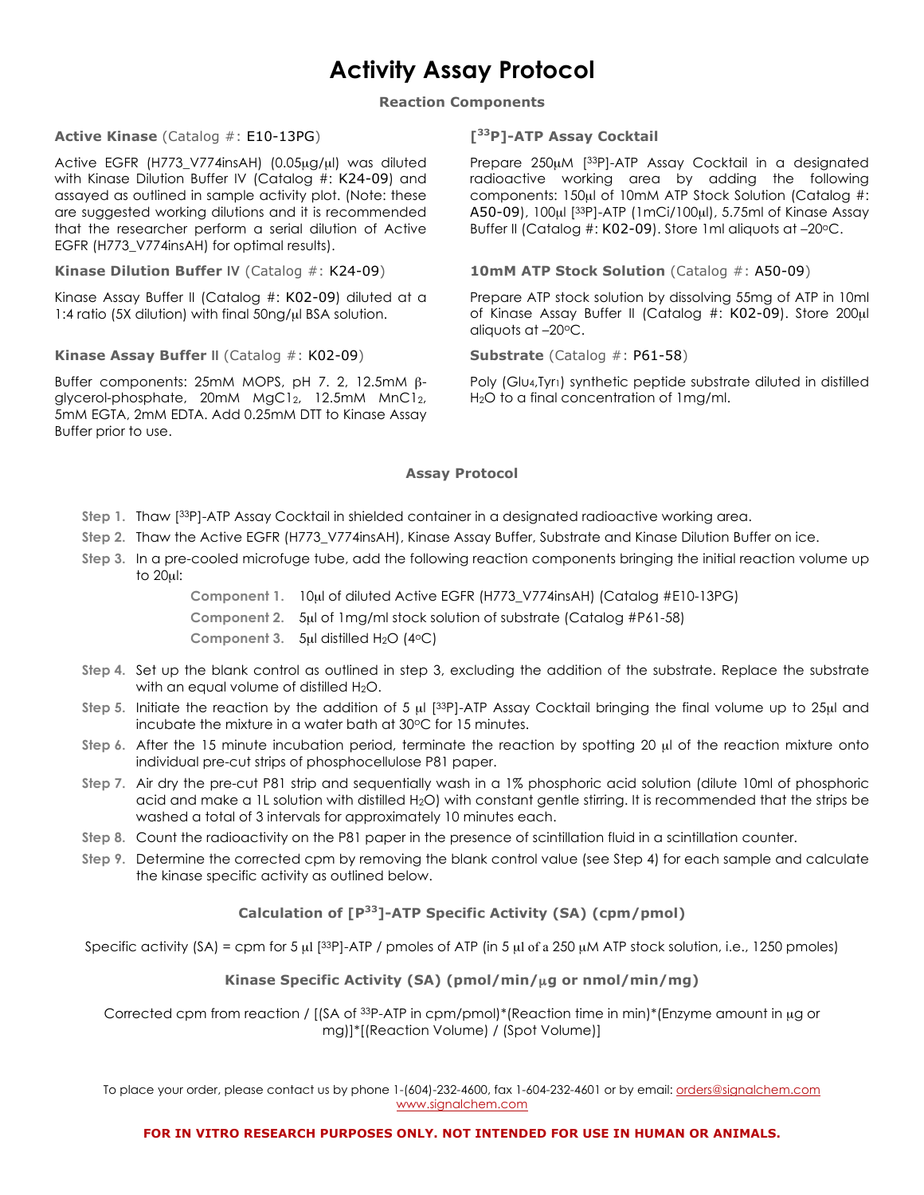# Activity Assay Protocol

## Reaction Components

### Active Kinase (Catalog #: E10-13PG)

Active EGFR (H773_V774insAH) (0.05μg/μl) was diluted with Kinase Dilution Buffer IV (Catalog #: K24-09) and assayed as outlined in sample activity plot. (Note: these are suggested working dilutions and it is recommended that the researcher perform a serial dilution of Active EGFR (H773_V774insAH) for optimal results).

### Kinase Dilution Buffer IV (Catalog #: K24-09)

Kinase Assay Buffer II (Catalog #: K02-09) diluted at a 1:4 ratio (5X dilution) with final 50ng/μl BSA solution.

### Kinase Assay Buffer II (Catalog #: K02-09)

Buffer components: 25mM MOPS, pH 7. 2, 12.5mM β-glycerol-phosphate, 20mM $MgCl_2$, 12.5mM $MnCl_2$, 5mM EGTA, 2mM EDTA. Add 0.25mM DTT to Kinase Assay Buffer prior to use.

### [33P]-ATP Assay Cocktail

Prepare 250μM [33P]-ATP Assay Cocktail in a designated radioactive working area by adding the following components: 150μl of 10mM ATP Stock Solution (Catalog #: A50-09), 100μl [33P]-ATP (1mCi/100μl), 5.75ml of Kinase Assay Buffer II (Catalog #: K02-09). Store 1ml aliquots at –20°C.

### 10mM ATP Stock Solution (Catalog #: A50-09)

Prepare ATP stock solution by dissolving 55mg of ATP in 10ml of Kinase Assay Buffer II (Catalog #: K02-09). Store 200μl aliquots at –20°C.

### Substrate (Catalog #: P61-58)

Poly ($Glu_4$,$Tyr_1$) synthetic peptide substrate diluted in distilled $H_2O$ to a final concentration of 1mg/ml.

## Assay Protocol

- **Step 1.** Thaw [33P]-ATP Assay Cocktail in shielded container in a designated radioactive working area.
- **Step 2.** Thaw the Active EGFR (H773_V774insAH), Kinase Assay Buffer, Substrate and Kinase Dilution Buffer on ice.
- **Step 3.** In a pre-cooled microfuge tube, add the following reaction components bringing the initial reaction volume up to 20μl:
  - **Component 1.** 10μl of diluted Active EGFR (H773_V774insAH) (Catalog #E10-13PG)
  - **Component 2.** 5μl of 1mg/ml stock solution of substrate (Catalog #P61-58)
  - **Component 3.** 5μl distilled $H_2O$ (4°C)
- **Step 4.** Set up the blank control as outlined in step 3, excluding the addition of the substrate. Replace the substrate with an equal volume of distilled $H_2O$.
- **Step 5.** Initiate the reaction by the addition of 5 μl [33P]-ATP Assay Cocktail bringing the final volume up to 25μl and incubate the mixture in a water bath at 30°C for 15 minutes.
- **Step 6.** After the 15 minute incubation period, terminate the reaction by spotting 20 μl of the reaction mixture onto individual pre-cut strips of phosphocellulose P81 paper.
- **Step 7.** Air dry the pre-cut P81 strip and sequentially wash in a 1% phosphoric acid solution (dilute 10ml of phosphoric acid and make a 1L solution with distilled $H_2O$) with constant gentle stirring. It is recommended that the strips be washed a total of 3 intervals for approximately 10 minutes each.
- **Step 8.** Count the radioactivity on the P81 paper in the presence of scintillation fluid in a scintillation counter.
- **Step 9.** Determine the corrected cpm by removing the blank control value (see Step 4) for each sample and calculate the kinase specific activity as outlined below.

### Calculation of [P33]-ATP Specific Activity (SA) (cpm/pmol)

Specific activity (SA) = cpm for 5 μl [33P]-ATP / pmoles of ATP (in 5 μl of a 250 μM ATP stock solution, i.e., 1250 pmoles)

### Kinase Specific Activity (SA) (pmol/min/μg or nmol/min/mg)

Corrected cpm from reaction / [(SA of 33P-ATP in cpm/pmol)*(Reaction time in min)*(Enzyme amount in μg or mg)]*[(Reaction Volume) / (Spot Volume)]

To place your order, please contact us by phone 1-(604)-232-4600, fax 1-604-232-4601 or by email: orders@signalchem.com
www.signalchem.com

**FOR IN VITRO RESEARCH PURPOSES ONLY. NOT INTENDED FOR USE IN HUMAN OR ANIMALS.**